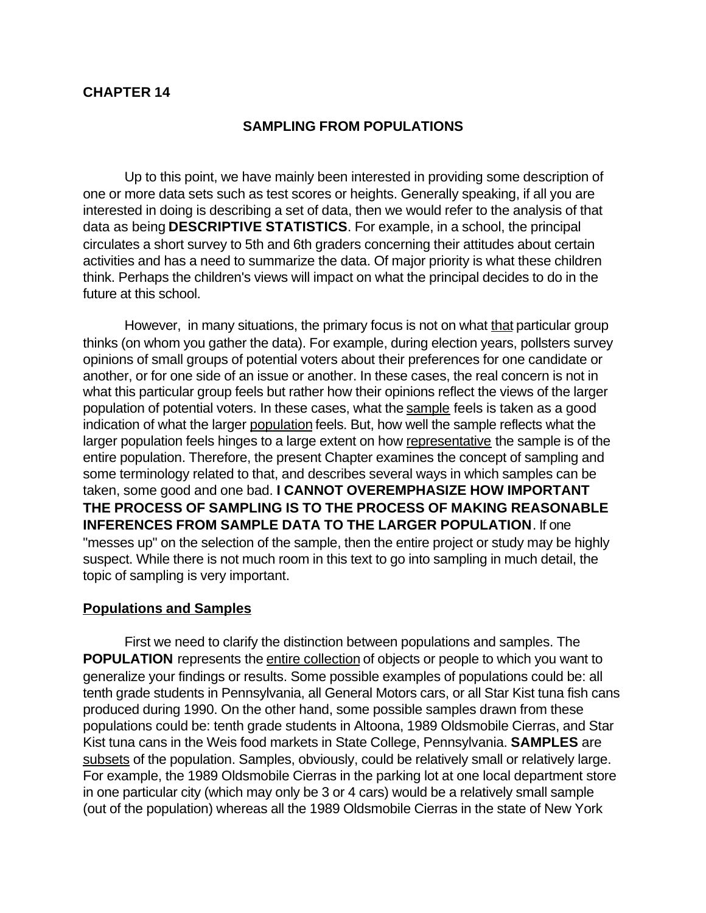# CHAPTER 14

## SAMPLING FROM POPULATIONS

Up to this point, we have mainly been interested in providing some description of one or more data sets such as test scores or heights. Generally speaking, if all you are interested in doing is describing a set of data, then we would refer to the analysis of that data as being **DESCRIPTIVE STATISTICS**. For example, in a school, the principal circulates a short survey to 5th and 6th graders concerning their attitudes about certain activities and has a need to summarize the data. Of major priority is what these children think. Perhaps the children's views will impact on what the principal decides to do in the future at this school.

However, in many situations, the primary focus is not on what <u>that</u> particular group thinks (on whom you gather the data). For example, during election years, pollsters survey opinions of small groups of potential voters about their preferences for one candidate or another, or for one side of an issue or another. In these cases, the real concern is not in what this particular group feels but rather how their opinions reflect the views of the larger population of potential voters. In these cases, what the <u>sample</u> feels is taken as a good indication of what the larger <u>population</u> feels. But, how well the sample reflects what the larger population feels hinges to a large extent on how <u>representative</u> the sample is of the entire population. Therefore, the present Chapter examines the concept of sampling and some terminology related to that, and describes several ways in which samples can be taken, some good and one bad. **I CANNOT OVEREMPHASIZE HOW IMPORTANT THE PROCESS OF SAMPLING IS TO THE PROCESS OF MAKING REASONABLE INFERENCES FROM SAMPLE DATA TO THE LARGER POPULATION**. If one "messes up" on the selection of the sample, then the entire project or study may be highly suspect. While there is not much room in this text to go into sampling in much detail, the topic of sampling is very important.

### <u>Populations and Samples</u>

First we need to clarify the distinction between populations and samples. The **POPULATION** represents the <u>entire collection</u> of objects or people to which you want to generalize your findings or results. Some possible examples of populations could be: all tenth grade students in Pennsylvania, all General Motors cars, or all Star Kist tuna fish cans produced during 1990. On the other hand, some possible samples drawn from these populations could be: tenth grade students in Altoona, 1989 Oldsmobile Cierras, and Star Kist tuna cans in the Weis food markets in State College, Pennsylvania. **SAMPLES** are <u>subsets</u> of the population. Samples, obviously, could be relatively small or relatively large. For example, the 1989 Oldsmobile Cierras in the parking lot at one local department store in one particular city (which may only be 3 or 4 cars) would be a relatively small sample (out of the population) whereas all the 1989 Oldsmobile Cierras in the state of New York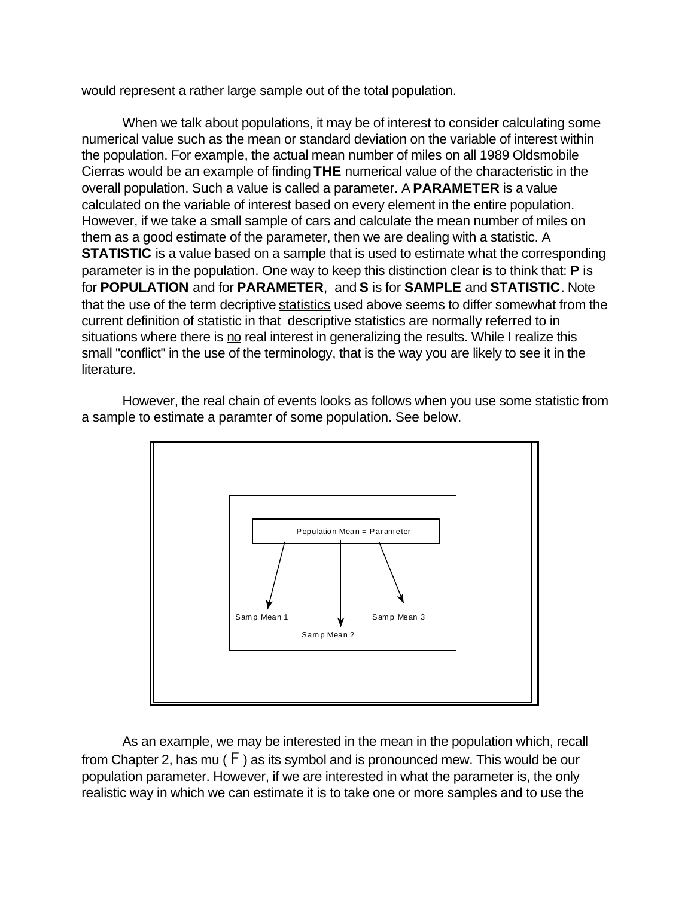would represent a rather large sample out of the total population.

When we talk about populations, it may be of interest to consider calculating some numerical value such as the mean or standard deviation on the variable of interest within the population. For example, the actual mean number of miles on all 1989 Oldsmobile Cierras would be an example of finding **THE** numerical value of the characteristic in the overall population. Such a value is called a parameter. A **PARAMETER** is a value calculated on the variable of interest based on every element in the entire population. However, if we take a small sample of cars and calculate the mean number of miles on them as a good estimate of the parameter, then we are dealing with a statistic. A **STATISTIC** is a value based on a sample that is used to estimate what the corresponding parameter is in the population. One way to keep this distinction clear is to think that: **P** is for **POPULATION** and for **PARAMETER**, and **S** is for **SAMPLE** and **STATISTIC**. Note that the use of the term decriptive statistics used above seems to differ somewhat from the current definition of statistic in that descriptive statistics are normally referred to in situations where there is no real interest in generalizing the results. While I realize this small "conflict" in the use of the terminology, that is the way you are likely to see it in the literature.

However, the real chain of events looks as follows when you use some statistic from a sample to estimate a paramter of some population. See below.

Population Mean = Parameter

Samp Mean 1 | Samp Mean 2 | Samp Mean 3

As an example, we may be interested in the mean in the population which, recall from Chapter 2, has mu ( F ) as its symbol and is pronounced mew. This would be our population parameter. However, if we are interested in what the parameter is, the only realistic way in which we can estimate it is to take one or more samples and to use the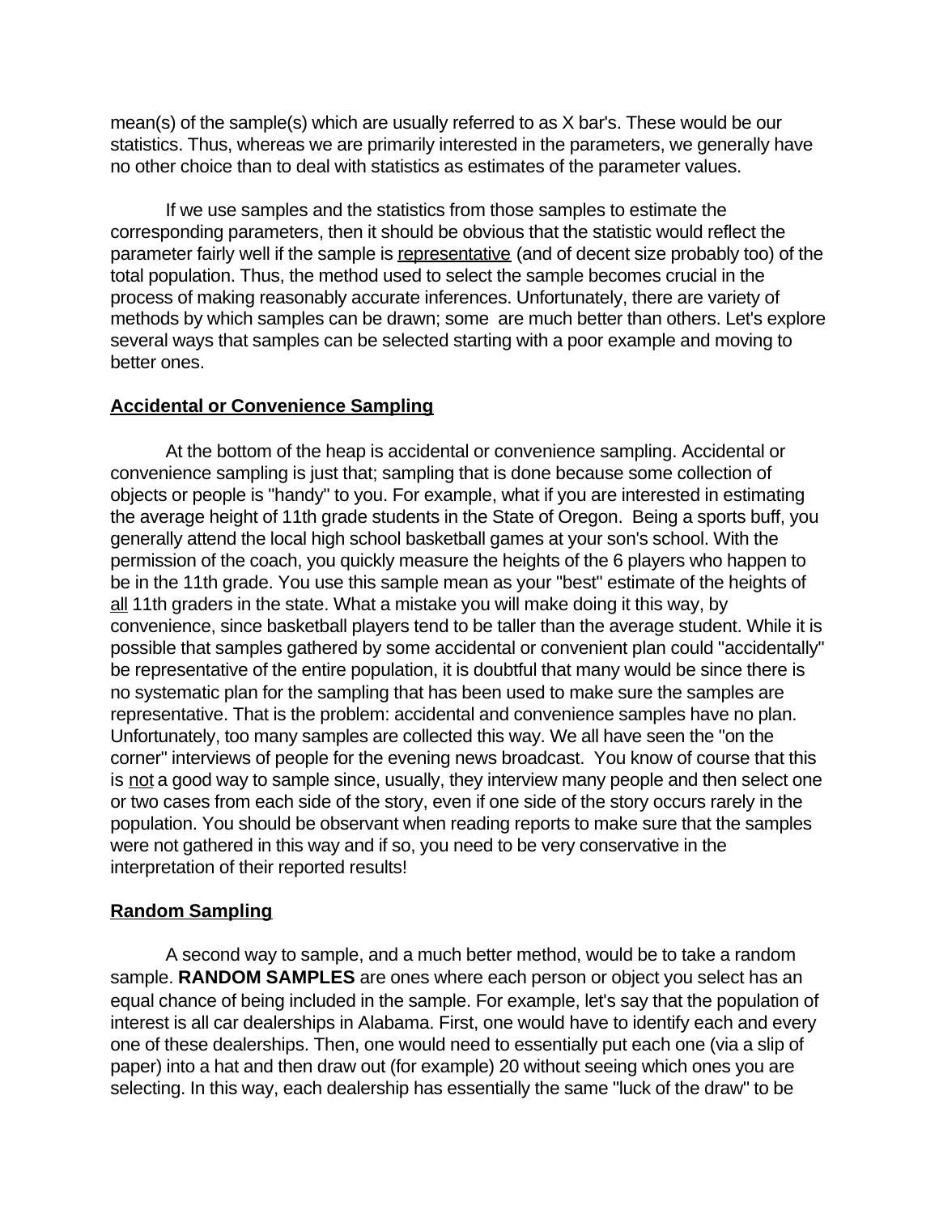mean(s) of the sample(s) which are usually referred to as X bar's. These would be our statistics. Thus, whereas we are primarily interested in the parameters, we generally have no other choice than to deal with statistics as estimates of the parameter values.

If we use samples and the statistics from those samples to estimate the corresponding parameters, then it should be obvious that the statistic would reflect the parameter fairly well if the sample is representative (and of decent size probably too) of the total population. Thus, the method used to select the sample becomes crucial in the process of making reasonably accurate inferences. Unfortunately, there are variety of methods by which samples can be drawn; some are much better than others. Let's explore several ways that samples can be selected starting with a poor example and moving to better ones.

## Accidental or Convenience Sampling

At the bottom of the heap is accidental or convenience sampling. Accidental or convenience sampling is just that; sampling that is done because some collection of objects or people is "handy" to you. For example, what if you are interested in estimating the average height of 11th grade students in the State of Oregon. Being a sports buff, you generally attend the local high school basketball games at your son's school. With the permission of the coach, you quickly measure the heights of the 6 players who happen to be in the 11th grade. You use this sample mean as your "best" estimate of the heights of all 11th graders in the state. What a mistake you will make doing it this way, by convenience, since basketball players tend to be taller than the average student. While it is possible that samples gathered by some accidental or convenient plan could "accidentally" be representative of the entire population, it is doubtful that many would be since there is no systematic plan for the sampling that has been used to make sure the samples are representative. That is the problem: accidental and convenience samples have no plan. Unfortunately, too many samples are collected this way. We all have seen the "on the corner" interviews of people for the evening news broadcast. You know of course that this is not a good way to sample since, usually, they interview many people and then select one or two cases from each side of the story, even if one side of the story occurs rarely in the population. You should be observant when reading reports to make sure that the samples were not gathered in this way and if so, you need to be very conservative in the interpretation of their reported results!

## Random Sampling

A second way to sample, and a much better method, would be to take a random sample. **RANDOM SAMPLES** are ones where each person or object you select has an equal chance of being included in the sample. For example, let's say that the population of interest is all car dealerships in Alabama. First, one would have to identify each and every one of these dealerships. Then, one would need to essentially put each one (via a slip of paper) into a hat and then draw out (for example) 20 without seeing which ones you are selecting. In this way, each dealership has essentially the same "luck of the draw" to be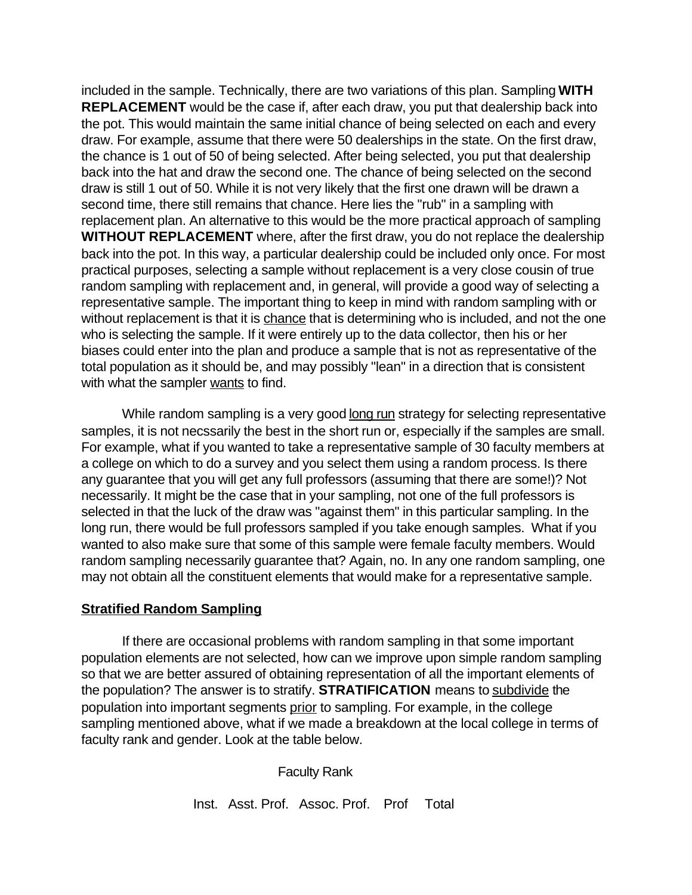included in the sample. Technically, there are two variations of this plan. Sampling **WITH REPLACEMENT** would be the case if, after each draw, you put that dealership back into the pot. This would maintain the same initial chance of being selected on each and every draw. For example, assume that there were 50 dealerships in the state. On the first draw, the chance is 1 out of 50 of being selected. After being selected, you put that dealership back into the hat and draw the second one. The chance of being selected on the second draw is still 1 out of 50. While it is not very likely that the first one drawn will be drawn a second time, there still remains that chance. Here lies the "rub" in a sampling with replacement plan. An alternative to this would be the more practical approach of sampling **WITHOUT REPLACEMENT** where, after the first draw, you do not replace the dealership back into the pot. In this way, a particular dealership could be included only once. For most practical purposes, selecting a sample without replacement is a very close cousin of true random sampling with replacement and, in general, will provide a good way of selecting a representative sample. The important thing to keep in mind with random sampling with or without replacement is that it is chance that is determining who is included, and not the one who is selecting the sample. If it were entirely up to the data collector, then his or her biases could enter into the plan and produce a sample that is not as representative of the total population as it should be, and may possibly "lean" in a direction that is consistent with what the sampler wants to find.

While random sampling is a very good long run strategy for selecting representative samples, it is not necssarily the best in the short run or, especially if the samples are small. For example, what if you wanted to take a representative sample of 30 faculty members at a college on which to do a survey and you select them using a random process. Is there any guarantee that you will get any full professors (assuming that there are some!)? Not necessarily. It might be the case that in your sampling, not one of the full professors is selected in that the luck of the draw was "against them" in this particular sampling. In the long run, there would be full professors sampled if you take enough samples. What if you wanted to also make sure that some of this sample were female faculty members. Would random sampling necessarily guarantee that? Again, no. In any one random sampling, one may not obtain all the constituent elements that would make for a representative sample.

## Stratified Random Sampling

If there are occasional problems with random sampling in that some important population elements are not selected, how can we improve upon simple random sampling so that we are better assured of obtaining representation of all the important elements of the population? The answer is to stratify. **STRATIFICATION** means to subdivide the population into important segments prior to sampling. For example, in the college sampling mentioned above, what if we made a breakdown at the local college in terms of faculty rank and gender. Look at the table below.

Faculty Rank

Inst. Asst. Prof. Assoc. Prof. Prof Total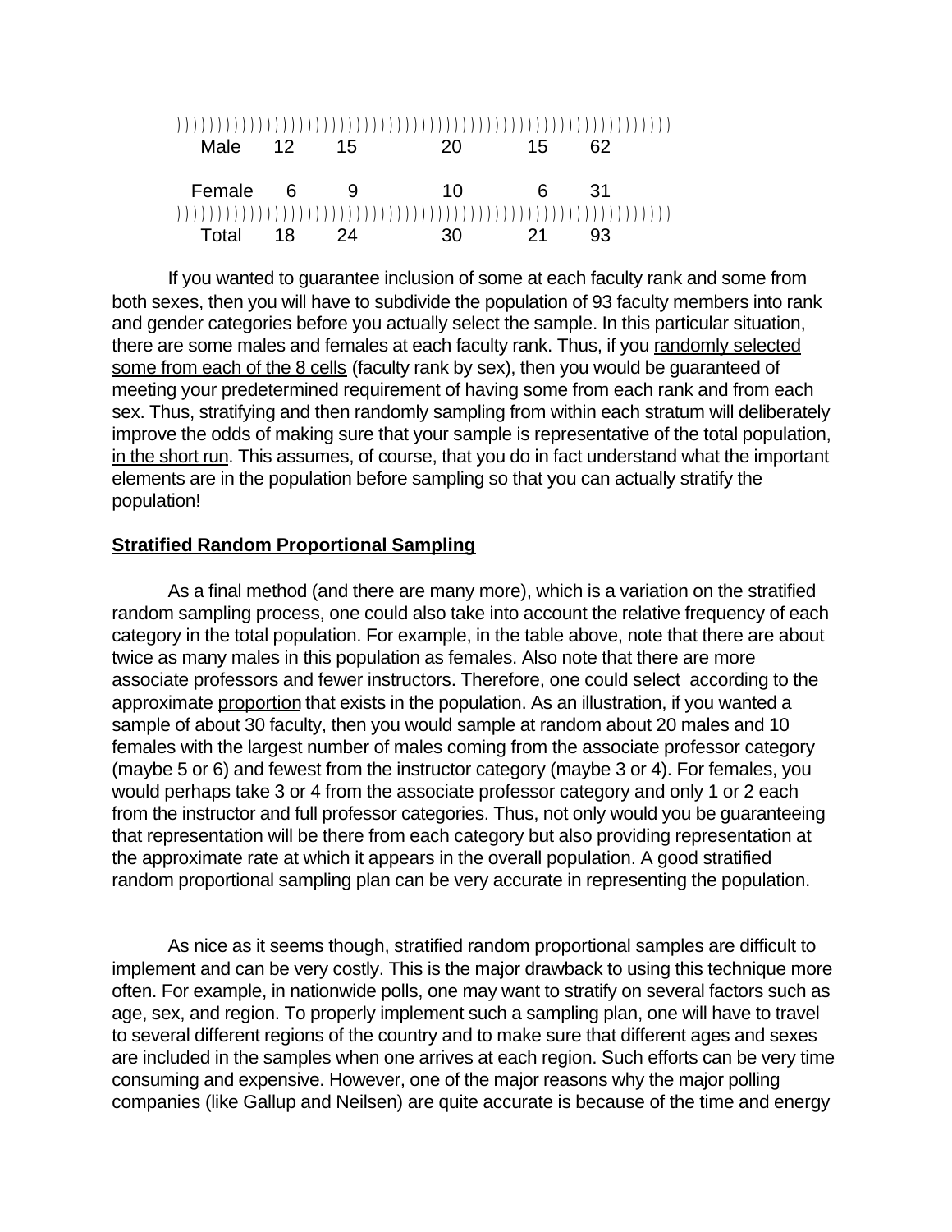| | | | | | |
|---|---|---|---|---|---|
| Male | 12 | 15 | 20 | 15 | 62 |
| Female | 6 | 9 | 10 | 6 | 31 |
| Total | 18 | 24 | 30 | 21 | 93 |

If you wanted to guarantee inclusion of some at each faculty rank and some from both sexes, then you will have to subdivide the population of 93 faculty members into rank and gender categories before you actually select the sample. In this particular situation, there are some males and females at each faculty rank. Thus, if you randomly selected some from each of the 8 cells (faculty rank by sex), then you would be guaranteed of meeting your predetermined requirement of having some from each rank and from each sex. Thus, stratifying and then randomly sampling from within each stratum will deliberately improve the odds of making sure that your sample is representative of the total population, in the short run. This assumes, of course, that you do in fact understand what the important elements are in the population before sampling so that you can actually stratify the population!

## Stratified Random Proportional Sampling

As a final method (and there are many more), which is a variation on the stratified random sampling process, one could also take into account the relative frequency of each category in the total population. For example, in the table above, note that there are about twice as many males in this population as females. Also note that there are more associate professors and fewer instructors. Therefore, one could select according to the approximate proportion that exists in the population. As an illustration, if you wanted a sample of about 30 faculty, then you would sample at random about 20 males and 10 females with the largest number of males coming from the associate professor category (maybe 5 or 6) and fewest from the instructor category (maybe 3 or 4). For females, you would perhaps take 3 or 4 from the associate professor category and only 1 or 2 each from the instructor and full professor categories. Thus, not only would you be guaranteeing that representation will be there from each category but also providing representation at the approximate rate at which it appears in the overall population. A good stratified random proportional sampling plan can be very accurate in representing the population.

As nice as it seems though, stratified random proportional samples are difficult to implement and can be very costly. This is the major drawback to using this technique more often. For example, in nationwide polls, one may want to stratify on several factors such as age, sex, and region. To properly implement such a sampling plan, one will have to travel to several different regions of the country and to make sure that different ages and sexes are included in the samples when one arrives at each region. Such efforts can be very time consuming and expensive. However, one of the major reasons why the major polling companies (like Gallup and Neilsen) are quite accurate is because of the time and energy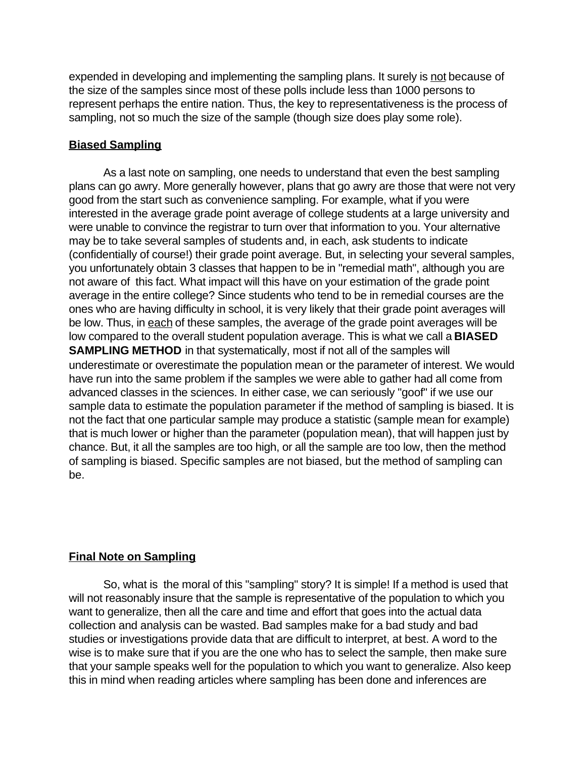expended in developing and implementing the sampling plans. It surely is not because of the size of the samples since most of these polls include less than 1000 persons to represent perhaps the entire nation. Thus, the key to representativeness is the process of sampling, not so much the size of the sample (though size does play some role).

## Biased Sampling

As a last note on sampling, one needs to understand that even the best sampling plans can go awry. More generally however, plans that go awry are those that were not very good from the start such as convenience sampling. For example, what if you were interested in the average grade point average of college students at a large university and were unable to convince the registrar to turn over that information to you. Your alternative may be to take several samples of students and, in each, ask students to indicate (confidentially of course!) their grade point average. But, in selecting your several samples, you unfortunately obtain 3 classes that happen to be in "remedial math", although you are not aware of this fact. What impact will this have on your estimation of the grade point average in the entire college? Since students who tend to be in remedial courses are the ones who are having difficulty in school, it is very likely that their grade point averages will be low. Thus, in each of these samples, the average of the grade point averages will be low compared to the overall student population average. This is what we call a **BIASED SAMPLING METHOD** in that systematically, most if not all of the samples will underestimate or overestimate the population mean or the parameter of interest. We would have run into the same problem if the samples we were able to gather had all come from advanced classes in the sciences. In either case, we can seriously "goof" if we use our sample data to estimate the population parameter if the method of sampling is biased. It is not the fact that one particular sample may produce a statistic (sample mean for example) that is much lower or higher than the parameter (population mean), that will happen just by chance. But, it all the samples are too high, or all the sample are too low, then the method of sampling is biased. Specific samples are not biased, but the method of sampling can be.

## Final Note on Sampling

So, what is the moral of this "sampling" story? It is simple! If a method is used that will not reasonably insure that the sample is representative of the population to which you want to generalize, then all the care and time and effort that goes into the actual data collection and analysis can be wasted. Bad samples make for a bad study and bad studies or investigations provide data that are difficult to interpret, at best. A word to the wise is to make sure that if you are the one who has to select the sample, then make sure that your sample speaks well for the population to which you want to generalize. Also keep this in mind when reading articles where sampling has been done and inferences are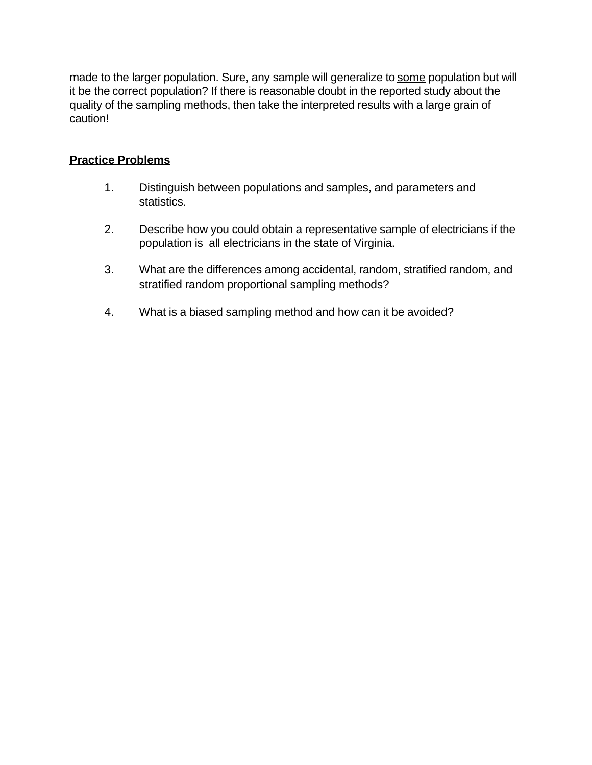made to the larger population. Sure, any sample will generalize to <u>some</u> population but will it be the <u>correct</u> population? If there is reasonable doubt in the reported study about the quality of the sampling methods, then take the interpreted results with a large grain of caution!

## **<u>Practice Problems</u>**

1. Distinguish between populations and samples, and parameters and statistics.

2. Describe how you could obtain a representative sample of electricians if the population is all electricians in the state of Virginia.

3. What are the differences among accidental, random, stratified random, and stratified random proportional sampling methods?

4. What is a biased sampling method and how can it be avoided?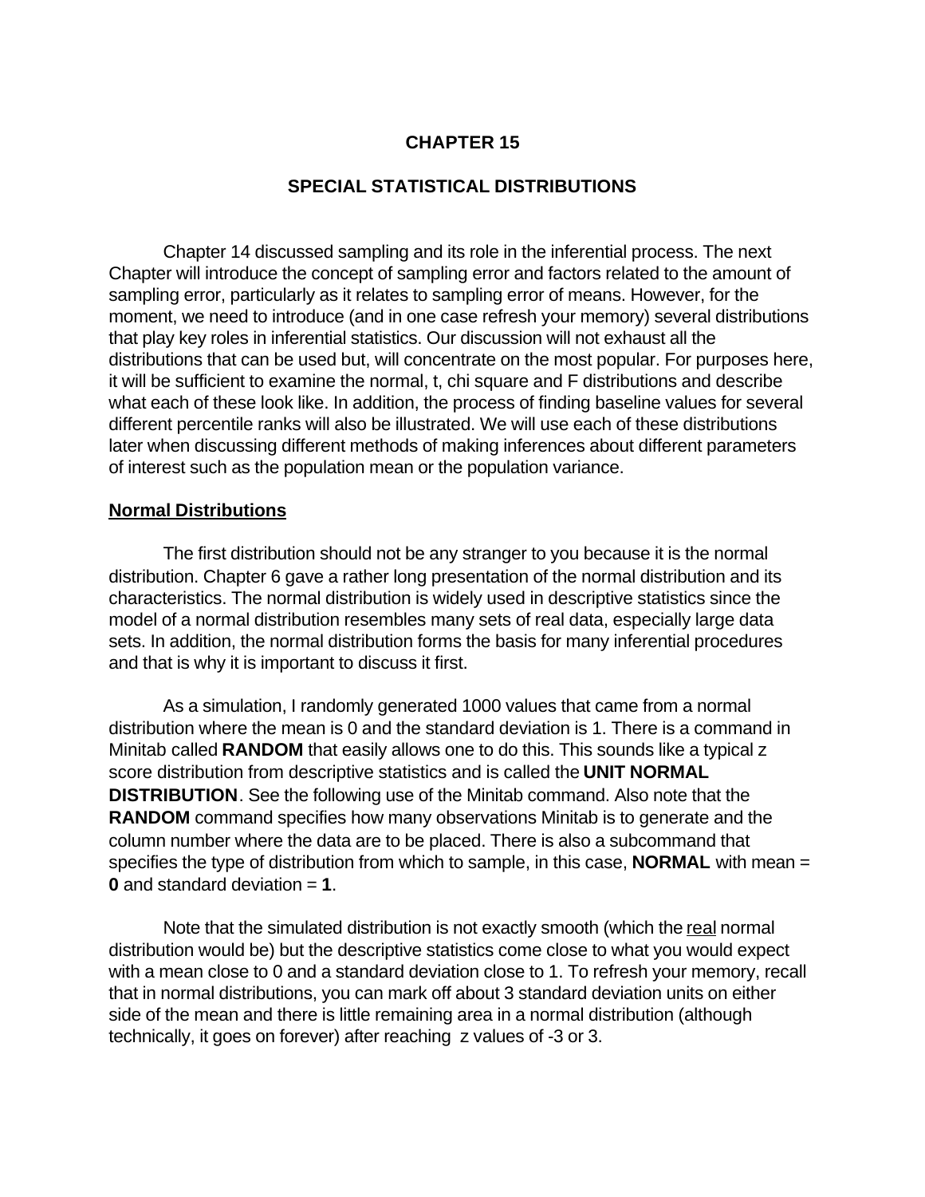# CHAPTER 15

## SPECIAL STATISTICAL DISTRIBUTIONS

Chapter 14 discussed sampling and its role in the inferential process. The next Chapter will introduce the concept of sampling error and factors related to the amount of sampling error, particularly as it relates to sampling error of means. However, for the moment, we need to introduce (and in one case refresh your memory) several distributions that play key roles in inferential statistics. Our discussion will not exhaust all the distributions that can be used but, will concentrate on the most popular. For purposes here, it will be sufficient to examine the normal, t, chi square and F distributions and describe what each of these look like. In addition, the process of finding baseline values for several different percentile ranks will also be illustrated. We will use each of these distributions later when discussing different methods of making inferences about different parameters of interest such as the population mean or the population variance.

### Normal Distributions

The first distribution should not be any stranger to you because it is the normal distribution. Chapter 6 gave a rather long presentation of the normal distribution and its characteristics. The normal distribution is widely used in descriptive statistics since the model of a normal distribution resembles many sets of real data, especially large data sets. In addition, the normal distribution forms the basis for many inferential procedures and that is why it is important to discuss it first.

As a simulation, I randomly generated 1000 values that came from a normal distribution where the mean is 0 and the standard deviation is 1. There is a command in Minitab called **RANDOM** that easily allows one to do this. This sounds like a typical z score distribution from descriptive statistics and is called the **UNIT NORMAL DISTRIBUTION**. See the following use of the Minitab command. Also note that the **RANDOM** command specifies how many observations Minitab is to generate and the column number where the data are to be placed. There is also a subcommand that specifies the type of distribution from which to sample, in this case, **NORMAL** with mean = **0** and standard deviation = **1**.

Note that the simulated distribution is not exactly smooth (which the real normal distribution would be) but the descriptive statistics come close to what you would expect with a mean close to 0 and a standard deviation close to 1. To refresh your memory, recall that in normal distributions, you can mark off about 3 standard deviation units on either side of the mean and there is little remaining area in a normal distribution (although technically, it goes on forever) after reaching z values of -3 or 3.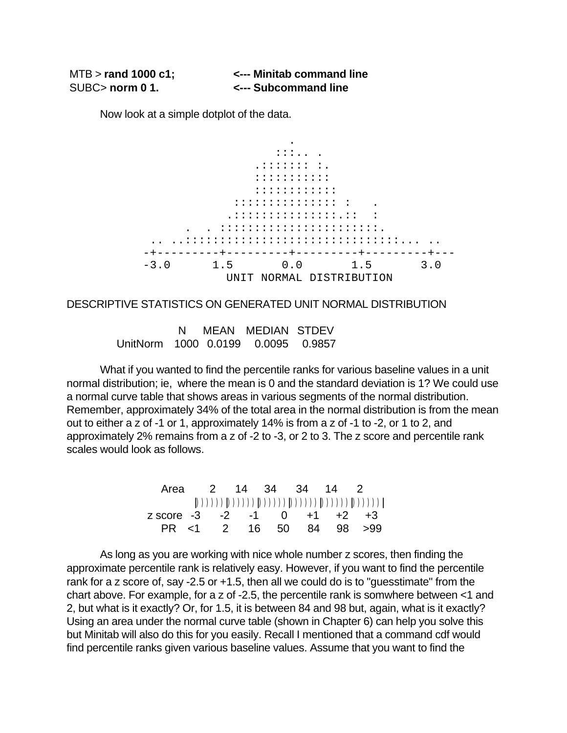```
MTB > rand 1000 c1;          <--- Minitab command line
SUBC> norm 0 1.              <--- Subcommand line
```

Now look at a simple dotplot of the data.

```
                                 .
                               :::.. .
                            .::::::: :.
                            :::::::::::
                            ::::::::::::
                         ::::::::::::::: :    .
                        .::::::::::::::::.::  :
                   .   . ::::::::::::::::::::::.
           .. ..::::::::::::::::::::::::::::::... ..
          -+---------+---------+---------+---------+---
          -3.0      1.5       0.0       1.5       3.0
                        UNIT NORMAL DISTRIBUTION
```

DESCRIPTIVE STATISTICS ON GENERATED UNIT NORMAL DISTRIBUTION

| | N | MEAN | MEDIAN | STDEV |
|---|---|---|---|---|
| UnitNorm | 1000 | 0.0199 | 0.0095 | 0.9857 |

What if you wanted to find the percentile ranks for various baseline values in a unit normal distribution; ie, where the mean is 0 and the standard deviation is 1? We could use a normal curve table that shows areas in various segments of the normal distribution. Remember, approximately 34% of the total area in the normal distribution is from the mean out to either a z of -1 or 1, approximately 14% is from a z of -1 to -2, or 1 to 2, and approximately 2% remains from a z of -2 to -3, or 2 to 3. The z score and percentile rank scales would look as follows.

```
   Area       2      14     34     34     14      2
          |))))))|))))))|))))))|))))))|))))))|))))))|
z score  -3     -2     -1      0     +1     +2     +3
   PR    <1      2     16     50     84     98    >99
```

As long as you are working with nice whole number z scores, then finding the approximate percentile rank is relatively easy. However, if you want to find the percentile rank for a z score of, say -2.5 or +1.5, then all we could do is to "guesstimate" from the chart above. For example, for a z of -2.5, the percentile rank is somwhere between <1 and 2, but what is it exactly? Or, for 1.5, it is between 84 and 98 but, again, what is it exactly? Using an area under the normal curve table (shown in Chapter 6) can help you solve this but Minitab will also do this for you easily. Recall I mentioned that a command cdf would find percentile ranks given various baseline values. Assume that you want to find the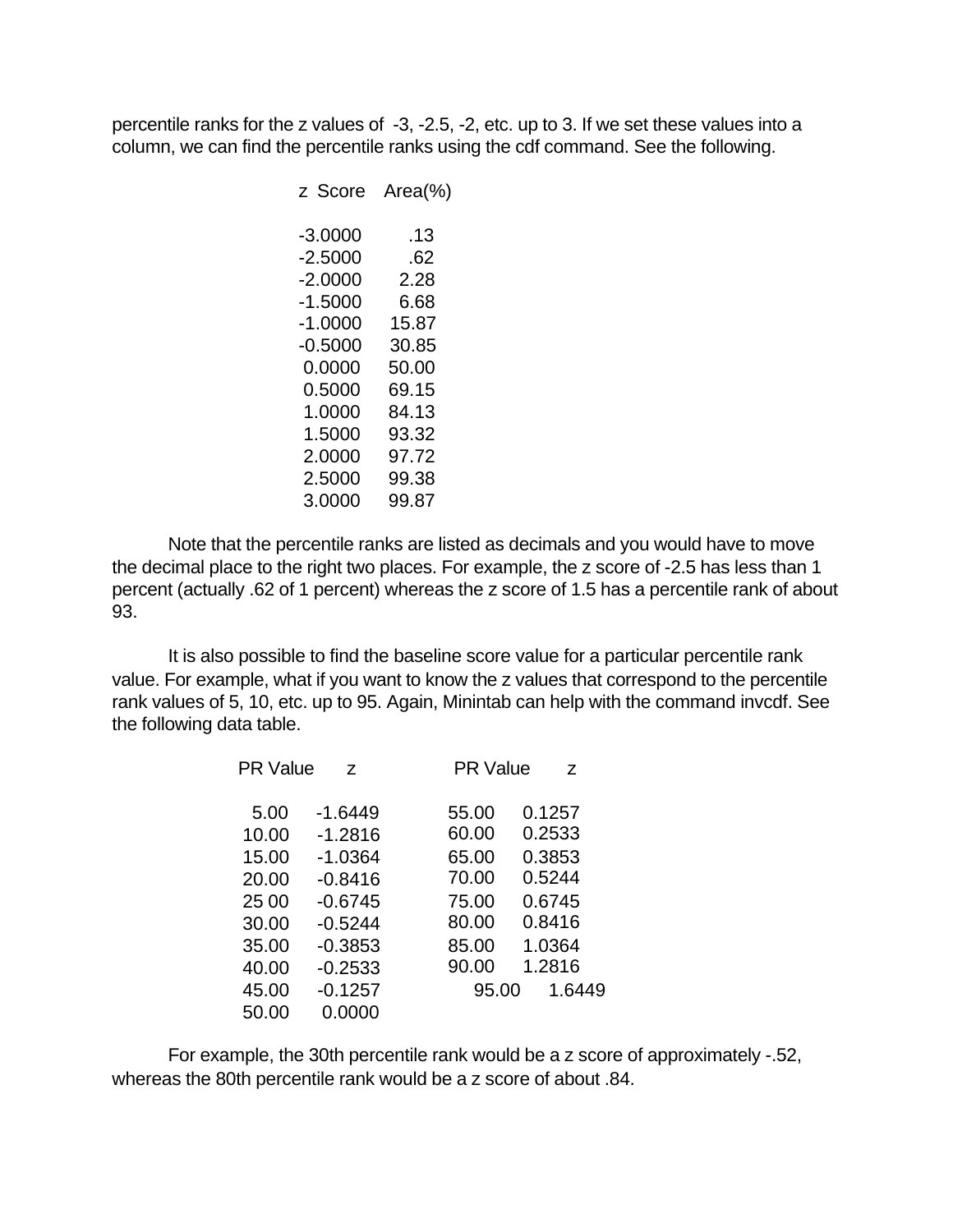percentile ranks for the z values of -3, -2.5, -2, etc. up to 3. If we set these values into a column, we can find the percentile ranks using the cdf command. See the following.

| z Score | Area(%) |
|---|---|
| -3.0000 | .13 |
| -2.5000 | .62 |
| -2.0000 | 2.28 |
| -1.5000 | 6.68 |
| -1.0000 | 15.87 |
| -0.5000 | 30.85 |
| 0.0000 | 50.00 |
| 0.5000 | 69.15 |
| 1.0000 | 84.13 |
| 1.5000 | 93.32 |
| 2.0000 | 97.72 |
| 2.5000 | 99.38 |
| 3.0000 | 99.87 |

Note that the percentile ranks are listed as decimals and you would have to move the decimal place to the right two places. For example, the z score of -2.5 has less than 1 percent (actually .62 of 1 percent) whereas the z score of 1.5 has a percentile rank of about 93.

It is also possible to find the baseline score value for a particular percentile rank value. For example, what if you want to know the z values that correspond to the percentile rank values of 5, 10, etc. up to 95. Again, Minintab can help with the command invcdf. See the following data table.

| PR Value | z | PR Value | z |
|---|---|---|---|
| 5.00 | -1.6449 | 55.00 | 0.1257 |
| 10.00 | -1.2816 | 60.00 | 0.2533 |
| 15.00 | -1.0364 | 65.00 | 0.3853 |
| 20.00 | -0.8416 | 70.00 | 0.5244 |
| 25 00 | -0.6745 | 75.00 | 0.6745 |
| 30.00 | -0.5244 | 80.00 | 0.8416 |
| 35.00 | -0.3853 | 85.00 | 1.0364 |
| 40.00 | -0.2533 | 90.00 | 1.2816 |
| 45.00 | -0.1257 | 95.00 | 1.6449 |
| 50.00 | 0.0000 | | |

For example, the 30th percentile rank would be a z score of approximately -.52, whereas the 80th percentile rank would be a z score of about .84.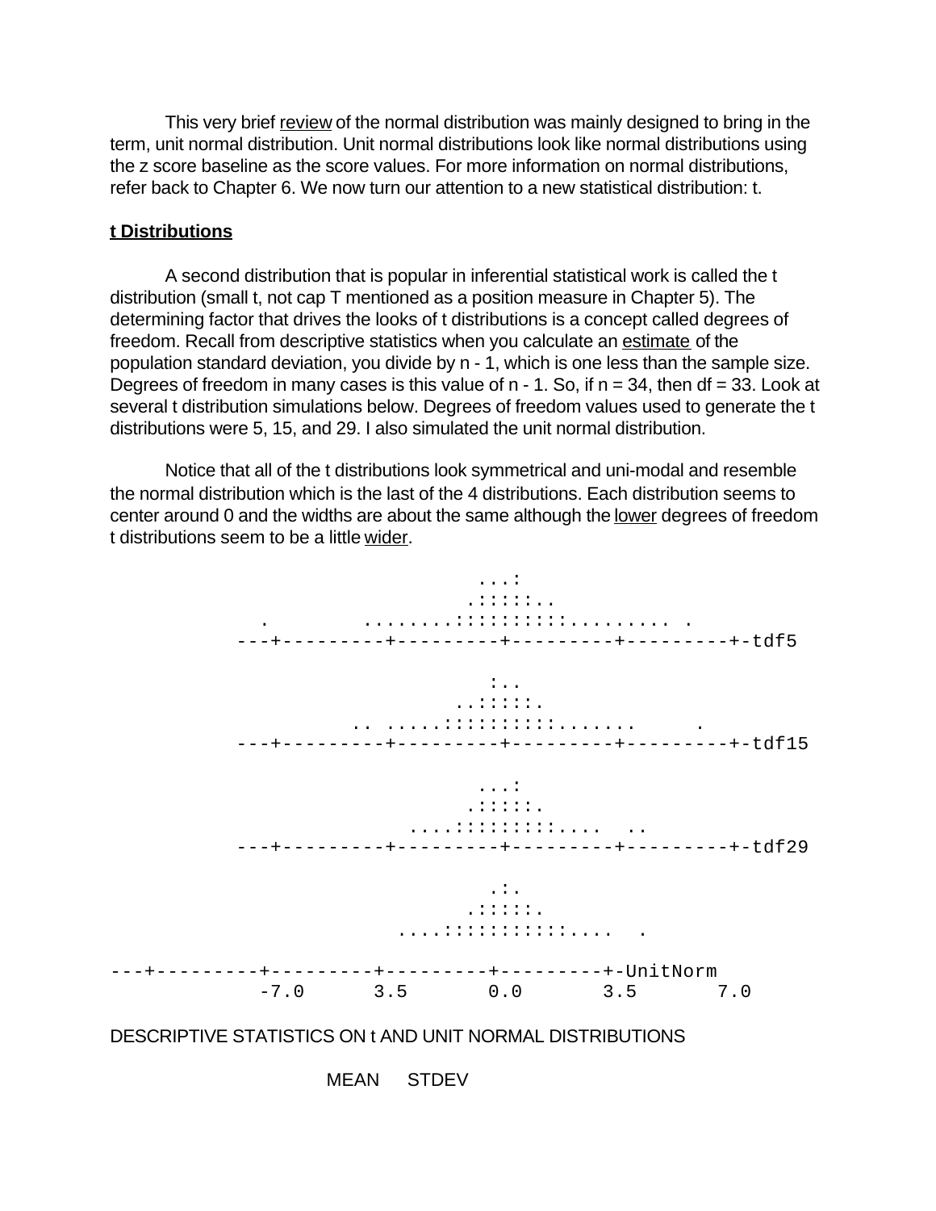This very brief <u>review</u> of the normal distribution was mainly designed to bring in the term, unit normal distribution. Unit normal distributions look like normal distributions using the z score baseline as the score values. For more information on normal distributions, refer back to Chapter 6. We now turn our attention to a new statistical distribution: t.

## t Distributions

A second distribution that is popular in inferential statistical work is called the t distribution (small t, not cap T mentioned as a position measure in Chapter 5). The determining factor that drives the looks of t distributions is a concept called degrees of freedom. Recall from descriptive statistics when you calculate an <u>estimate</u> of the population standard deviation, you divide by n - 1, which is one less than the sample size. Degrees of freedom in many cases is this value of n - 1. So, if n = 34, then df = 33. Look at several t distribution simulations below. Degrees of freedom values used to generate the t distributions were 5, 15, and 29. I also simulated the unit normal distribution.

Notice that all of the t distributions look symmetrical and uni-modal and resemble the normal distribution which is the last of the 4 distributions. Each distribution seems to center around 0 and the widths are about the same although the <u>lower</u> degrees of freedom t distributions seem to be a little <u>wider</u>.

```
                                 ...:
                                .:::::..
             .         ........:::::::::......... .
           ---+---------+---------+---------+---------+-tdf5

                                  :..
                               ..:::::.
                     .. .....:::::::::::.......      .
           ---+---------+---------+---------+---------+-tdf15

                                 ...:
                                .:::::.
                           ....::::::::::....  ..
           ---+---------+---------+---------+---------+-tdf29

                                  .:.
                                .:::::.
                          ....:::::::::::....  .

---+---------+---------+---------+---------+-UnitNorm
             -7.0      3.5       0.0       3.5       7.0
```

DESCRIPTIVE STATISTICS ON t AND UNIT NORMAL DISTRIBUTIONS

MEAN     STDEV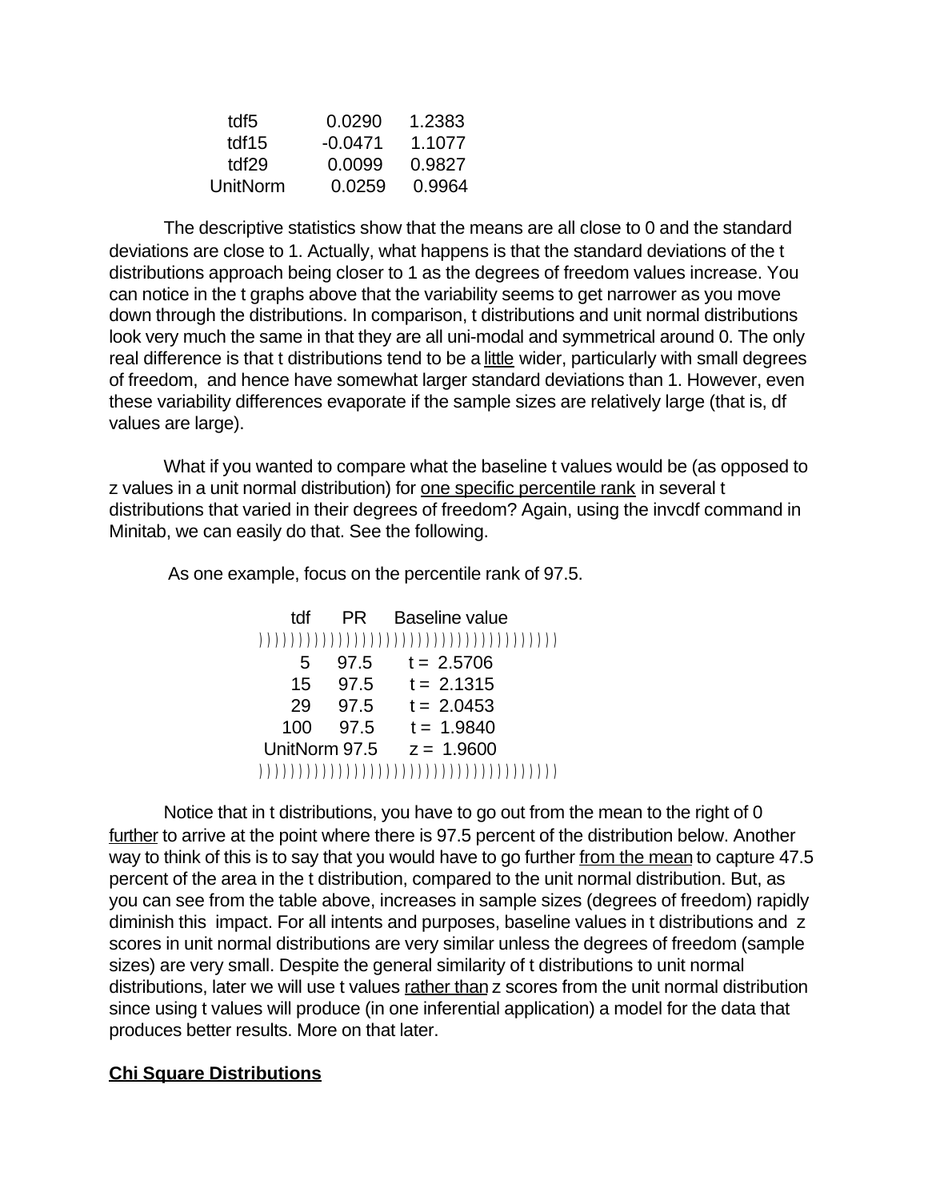| | | |
|---|---|---|
| tdf5 | 0.0290 | 1.2383 |
| tdf15 | -0.0471 | 1.1077 |
| tdf29 | 0.0099 | 0.9827 |
| UnitNorm | 0.0259 | 0.9964 |

The descriptive statistics show that the means are all close to 0 and the standard deviations are close to 1. Actually, what happens is that the standard deviations of the t distributions approach being closer to 1 as the degrees of freedom values increase. You can notice in the t graphs above that the variability seems to get narrower as you move down through the distributions. In comparison, t distributions and unit normal distributions look very much the same in that they are all uni-modal and symmetrical around 0. The only real difference is that t distributions tend to be a little wider, particularly with small degrees of freedom, and hence have somewhat larger standard deviations than 1. However, even these variability differences evaporate if the sample sizes are relatively large (that is, df values are large).

What if you wanted to compare what the baseline t values would be (as opposed to z values in a unit normal distribution) for one specific percentile rank in several t distributions that varied in their degrees of freedom? Again, using the invcdf command in Minitab, we can easily do that. See the following.

As one example, focus on the percentile rank of 97.5.

| tdf | PR | Baseline value |
|---|---|---|
| 5 | 97.5 | t = 2.5706 |
| 15 | 97.5 | t = 2.1315 |
| 29 | 97.5 | t = 2.0453 |
| 100 | 97.5 | t = 1.9840 |
| UnitNorm | 97.5 | z = 1.9600 |

Notice that in t distributions, you have to go out from the mean to the right of 0 further to arrive at the point where there is 97.5 percent of the distribution below. Another way to think of this is to say that you would have to go further from the mean to capture 47.5 percent of the area in the t distribution, compared to the unit normal distribution. But, as you can see from the table above, increases in sample sizes (degrees of freedom) rapidly diminish this impact. For all intents and purposes, baseline values in t distributions and z scores in unit normal distributions are very similar unless the degrees of freedom (sample sizes) are very small. Despite the general similarity of t distributions to unit normal distributions, later we will use t values rather than z scores from the unit normal distribution since using t values will produce (in one inferential application) a model for the data that produces better results. More on that later.

## Chi Square Distributions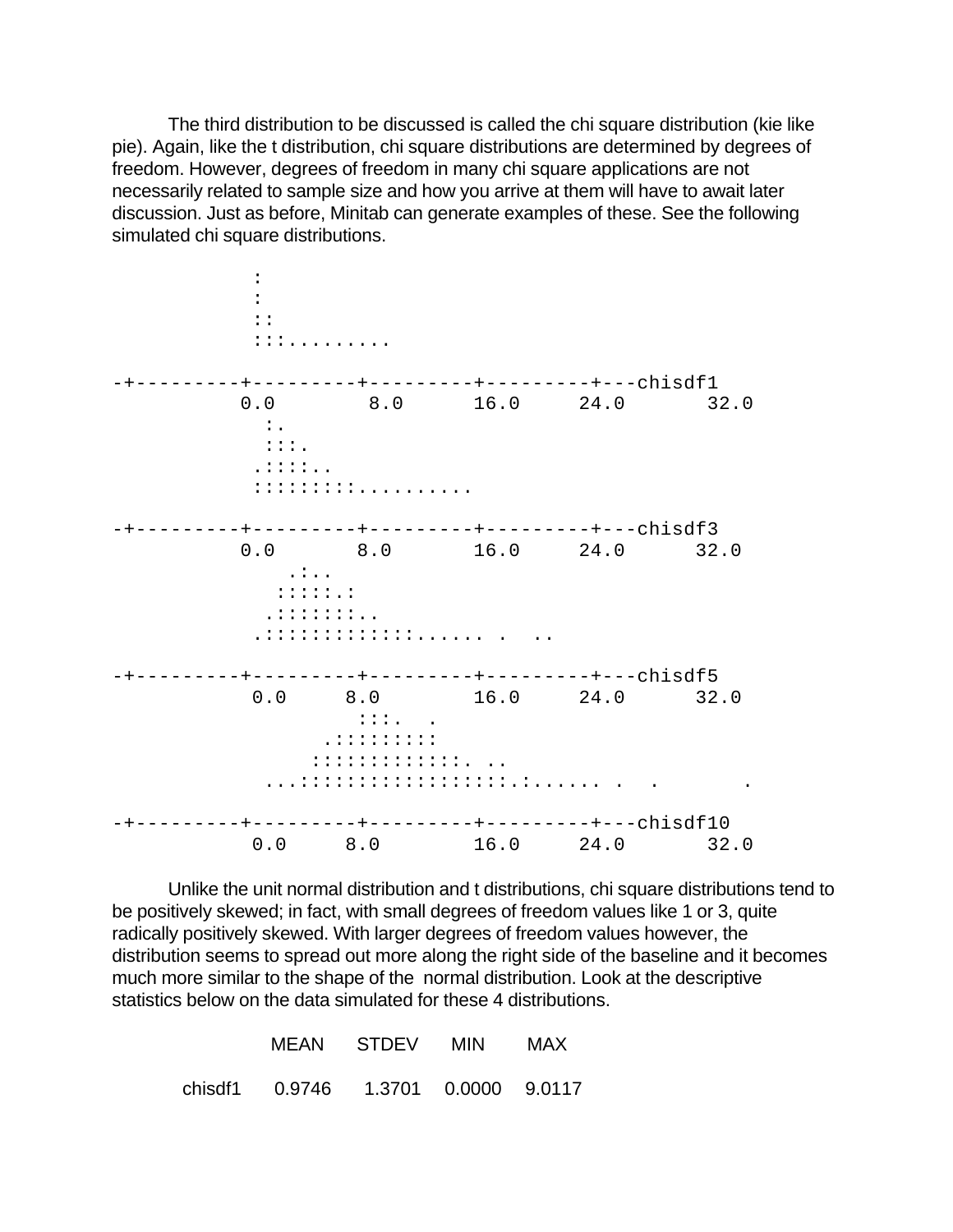The third distribution to be discussed is called the chi square distribution (kie like pie). Again, like the t distribution, chi square distributions are determined by degrees of freedom. However, degrees of freedom in many chi square applications are not necessarily related to sample size and how you arrive at them will have to await later discussion. Just as before, Minitab can generate examples of these. See the following simulated chi square distributions.

```
            :
            :
            ::
            :::.........

-+---------+---------+---------+---------+---chisdf1
          0.0        8.0      16.0     24.0       32.0
             :.
             :::.
            .::::..
            ::::::::..........

-+---------+---------+---------+---------+---chisdf3
          0.0       8.0       16.0     24.0      32.0
               .:..
              :::::.:
             .::::::::..
            .::::::::::::::...... .  ..

-+---------+---------+---------+---------+---chisdf5
           0.0     8.0        16.0     24.0      32.0
                     :::.  .
                  .::::::::
                 :::::::::::::. ..
             ...:::::::::::::::::.:...... .  .       .

-+---------+---------+---------+---------+---chisdf10
           0.0     8.0        16.0     24.0       32.0
```

Unlike the unit normal distribution and t distributions, chi square distributions tend to be positively skewed; in fact, with small degrees of freedom values like 1 or 3, quite radically positively skewed. With larger degrees of freedom values however, the distribution seems to spread out more along the right side of the baseline and it becomes much more similar to the shape of the normal distribution. Look at the descriptive statistics below on the data simulated for these 4 distributions.

| | MEAN | STDEV | MIN | MAX |
|---|---|---|---|---|
| chisdf1 | 0.9746 | 1.3701 | 0.0000 | 9.0117 |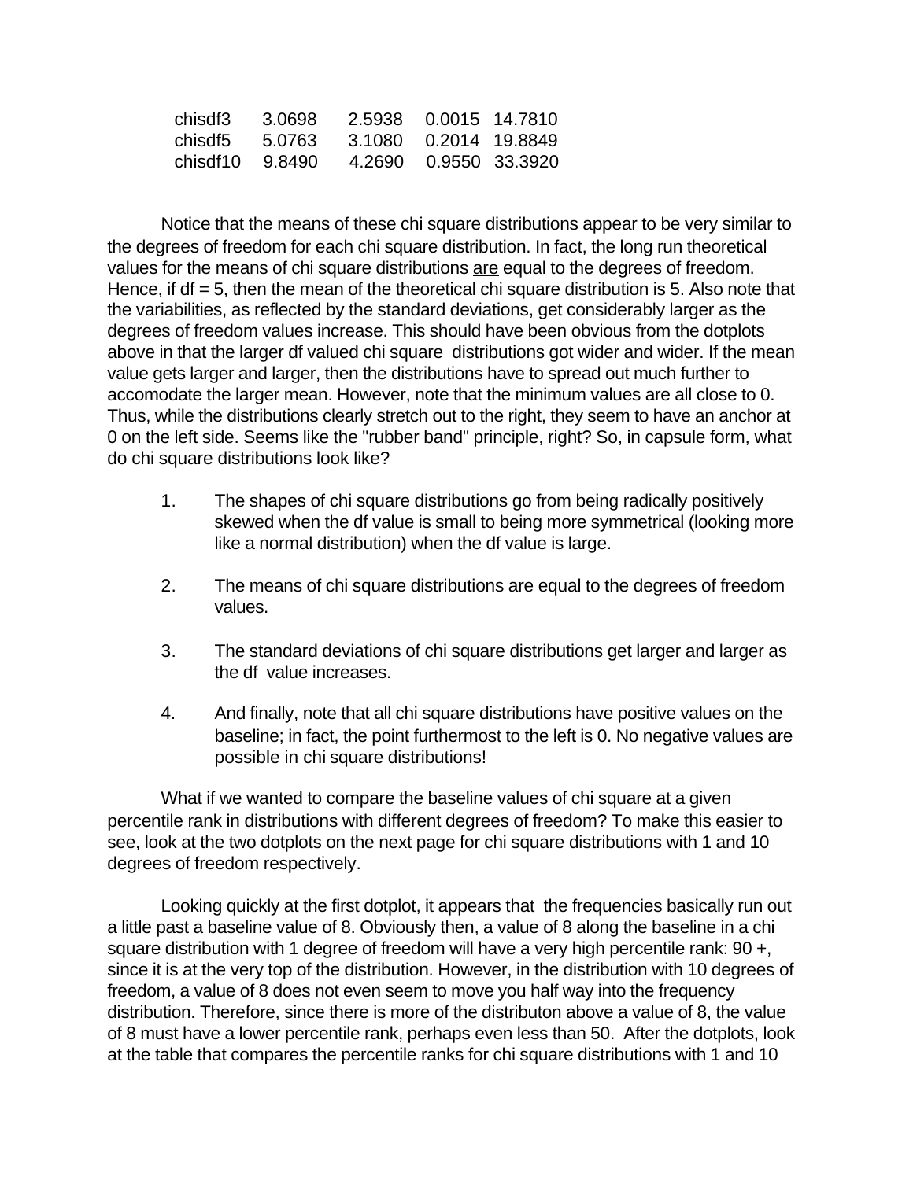| | | | | |
|---|---|---|---|---|
| chisdf3 | 3.0698 | 2.5938 | 0.0015 | 14.7810 |
| chisdf5 | 5.0763 | 3.1080 | 0.2014 | 19.8849 |
| chisdf10 | 9.8490 | 4.2690 | 0.9550 | 33.3920 |

Notice that the means of these chi square distributions appear to be very similar to the degrees of freedom for each chi square distribution. In fact, the long run theoretical values for the means of chi square distributions <u>are</u> equal to the degrees of freedom. Hence, if df = 5, then the mean of the theoretical chi square distribution is 5. Also note that the variabilities, as reflected by the standard deviations, get considerably larger as the degrees of freedom values increase. This should have been obvious from the dotplots above in that the larger df valued chi square distributions got wider and wider. If the mean value gets larger and larger, then the distributions have to spread out much further to accomodate the larger mean. However, note that the minimum values are all close to 0. Thus, while the distributions clearly stretch out to the right, they seem to have an anchor at 0 on the left side. Seems like the "rubber band" principle, right? So, in capsule form, what do chi square distributions look like?

1. The shapes of chi square distributions go from being radically positively skewed when the df value is small to being more symmetrical (looking more like a normal distribution) when the df value is large.

2. The means of chi square distributions are equal to the degrees of freedom values.

3. The standard deviations of chi square distributions get larger and larger as the df value increases.

4. And finally, note that all chi square distributions have positive values on the baseline; in fact, the point furthermost to the left is 0. No negative values are possible in chi <u>square</u> distributions!

What if we wanted to compare the baseline values of chi square at a given percentile rank in distributions with different degrees of freedom? To make this easier to see, look at the two dotplots on the next page for chi square distributions with 1 and 10 degrees of freedom respectively.

Looking quickly at the first dotplot, it appears that the frequencies basically run out a little past a baseline value of 8. Obviously then, a value of 8 along the baseline in a chi square distribution with 1 degree of freedom will have a very high percentile rank: 90 +, since it is at the very top of the distribution. However, in the distribution with 10 degrees of freedom, a value of 8 does not even seem to move you half way into the frequency distribution. Therefore, since there is more of the distributon above a value of 8, the value of 8 must have a lower percentile rank, perhaps even less than 50. After the dotplots, look at the table that compares the percentile ranks for chi square distributions with 1 and 10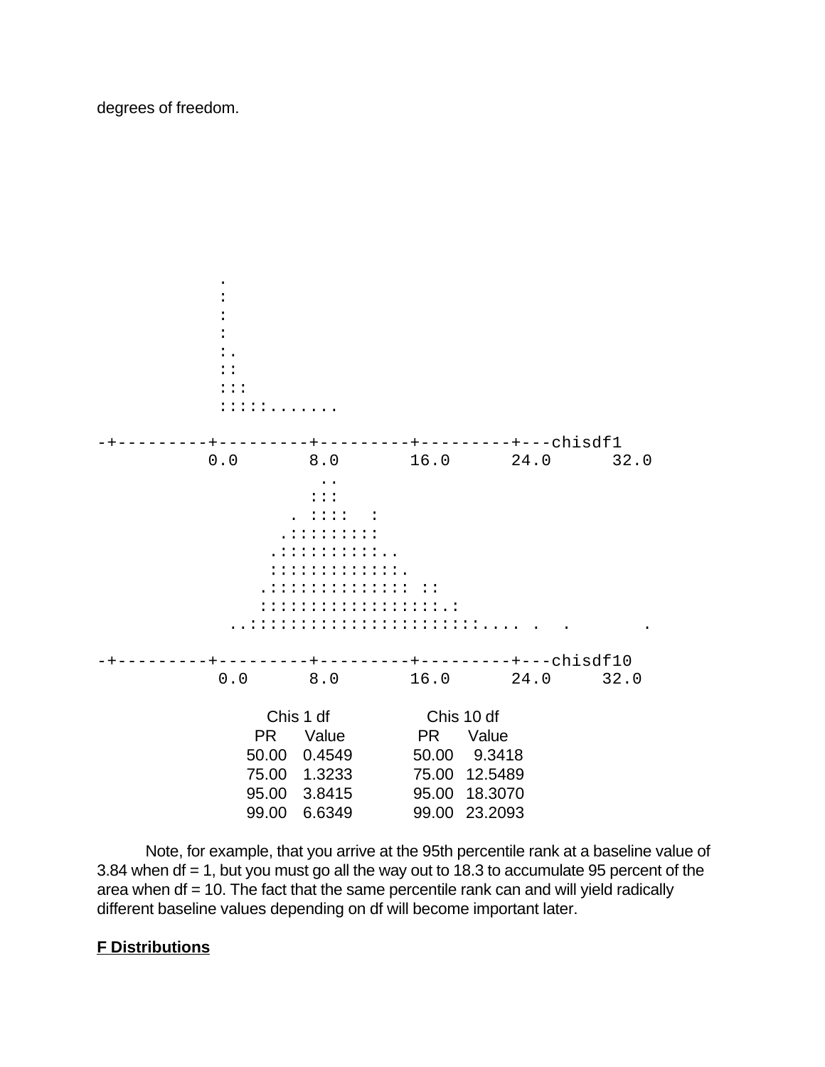degrees of freedom.

```
             .
             :
             :
             :
             :.
             ::
             :::
             :::::.......

-+---------+---------+---------+---------+---chisdf1
          0.0       8.0       16.0      24.0      32.0
                     ..
                    :::
                  . ::::  :
                 .:::::::::
                .:::::::::::..
                :::::::::::::.
               .::::::::::::: ::
               :::::::::::::::::.:
            ..::::::::::::::::::::::.... .  .       .

-+---------+---------+---------+---------+---chisdf10
           0.0      8.0       16.0      24.0     32.0
```

| Chis 1 df | | Chis 10 df | |
|---|---|---|---|
| PR | Value | PR | Value |
| 50.00 | 0.4549 | 50.00 | 9.3418 |
| 75.00 | 1.3233 | 75.00 | 12.5489 |
| 95.00 | 3.8415 | 95.00 | 18.3070 |
| 99.00 | 6.6349 | 99.00 | 23.2093 |

Note, for example, that you arrive at the 95th percentile rank at a baseline value of 3.84 when df = 1, but you must go all the way out to 18.3 to accumulate 95 percent of the area when df = 10. The fact that the same percentile rank can and will yield radically different baseline values depending on df will become important later.

## F Distributions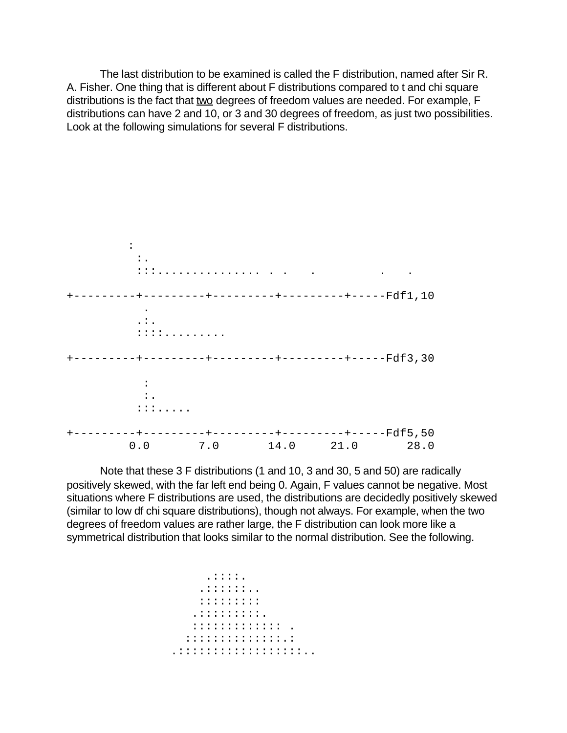The last distribution to be examined is called the F distribution, named after Sir R. A. Fisher. One thing that is different about F distributions compared to t and chi square distributions is the fact that <u>two</u> degrees of freedom values are needed. For example, F distributions can have 2 and 10, or 3 and 30 degrees of freedom, as just two possibilities. Look at the following simulations for several F distributions.

```
          :
           :.
           :::............... . .    .          .    .
 
+---------+---------+---------+---------+-----Fdf1,10
            .
           .:.
           ::::.........
 
+---------+---------+---------+---------+-----Fdf3,30
 
            :
            :.
           :::.....
 
+---------+---------+---------+---------+-----Fdf5,50
         0.0       7.0      14.0      21.0      28.0
```

Note that these 3 F distributions (1 and 10, 3 and 30, 5 and 50) are radically positively skewed, with the far left end being 0. Again, F values cannot be negative. Most situations where F distributions are used, the distributions are decidedly positively skewed (similar to low df chi square distributions), though not always. For example, when the two degrees of freedom values are rather large, the F distribution can look more like a symmetrical distribution that looks similar to the normal distribution. See the following.

```
                      .::::.
                     .:::::::..
                     :::::::::
                    .:::::::::.
                    ::::::::::::: .
                   ::::::::::::::.:
                 .::::::::::::::::::..
```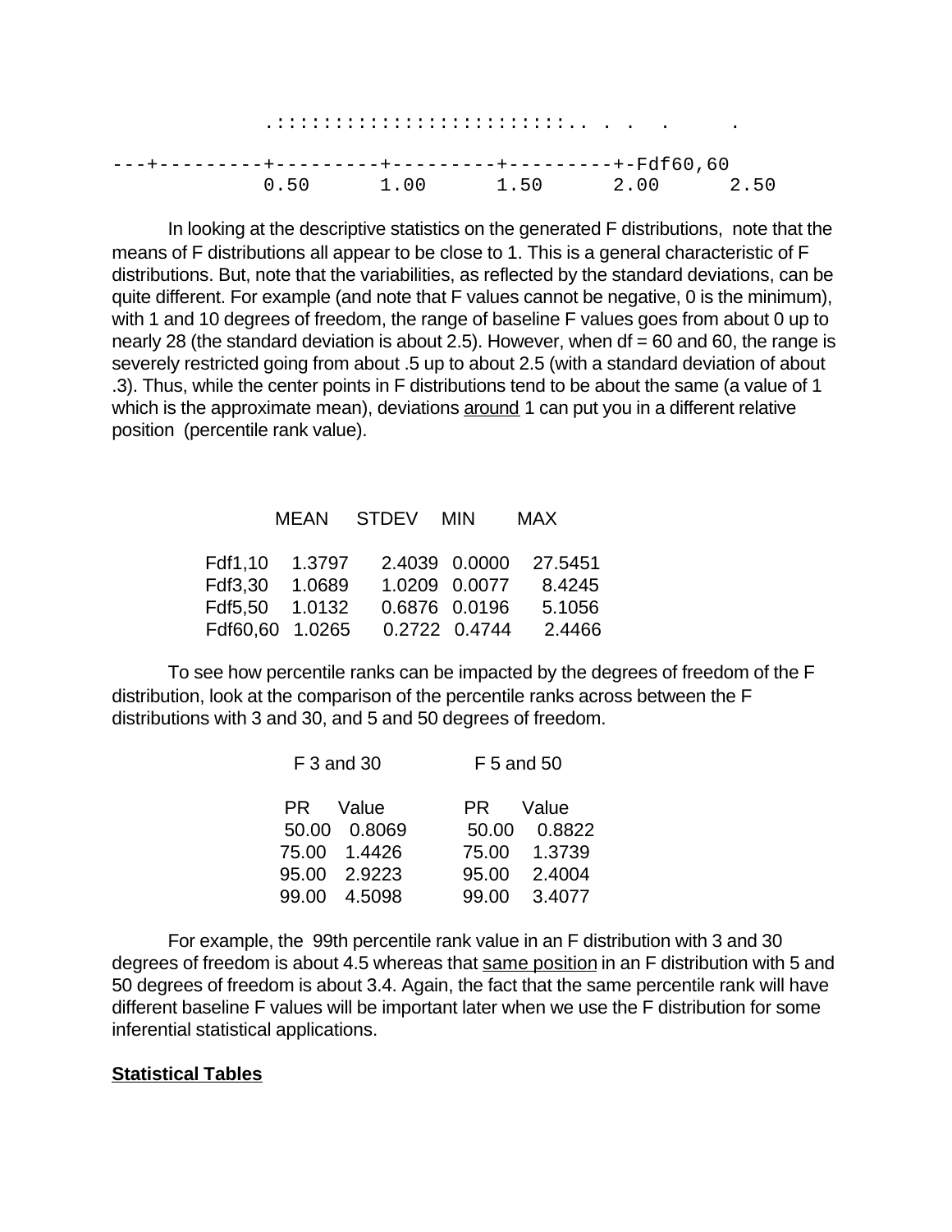```
             .::::::::::::::::::::::::.. . .  .     .

---+---------+---------+---------+---------+-Fdf60,60
           0.50      1.00      1.50      2.00      2.50
```

In looking at the descriptive statistics on the generated F distributions, note that the means of F distributions all appear to be close to 1. This is a general characteristic of F distributions. But, note that the variabilities, as reflected by the standard deviations, can be quite different. For example (and note that F values cannot be negative, 0 is the minimum), with 1 and 10 degrees of freedom, the range of baseline F values goes from about 0 up to nearly 28 (the standard deviation is about 2.5). However, when df = 60 and 60, the range is severely restricted going from about .5 up to about 2.5 (with a standard deviation of about .3). Thus, while the center points in F distributions tend to be about the same (a value of 1 which is the approximate mean), deviations around 1 can put you in a different relative position (percentile rank value).

| | MEAN | STDEV | MIN | MAX |
|---|---|---|---|---|
| Fdf1,10 | 1.3797 | 2.4039 | 0.0000 | 27.5451 |
| Fdf3,30 | 1.0689 | 1.0209 | 0.0077 | 8.4245 |
| Fdf5,50 | 1.0132 | 0.6876 | 0.0196 | 5.1056 |
| Fdf60,60 | 1.0265 | 0.2722 | 0.4744 | 2.4466 |

To see how percentile ranks can be impacted by the degrees of freedom of the F distribution, look at the comparison of the percentile ranks across between the F distributions with 3 and 30, and 5 and 50 degrees of freedom.

| F 3 and 30 | | F 5 and 50 | |
|---|---|---|---|
| PR | Value | PR | Value |
| 50.00 | 0.8069 | 50.00 | 0.8822 |
| 75.00 | 1.4426 | 75.00 | 1.3739 |
| 95.00 | 2.9223 | 95.00 | 2.4004 |
| 99.00 | 4.5098 | 99.00 | 3.4077 |

For example, the 99th percentile rank value in an F distribution with 3 and 30 degrees of freedom is about 4.5 whereas that same position in an F distribution with 5 and 50 degrees of freedom is about 3.4. Again, the fact that the same percentile rank will have different baseline F values will be important later when we use the F distribution for some inferential statistical applications.

## Statistical Tables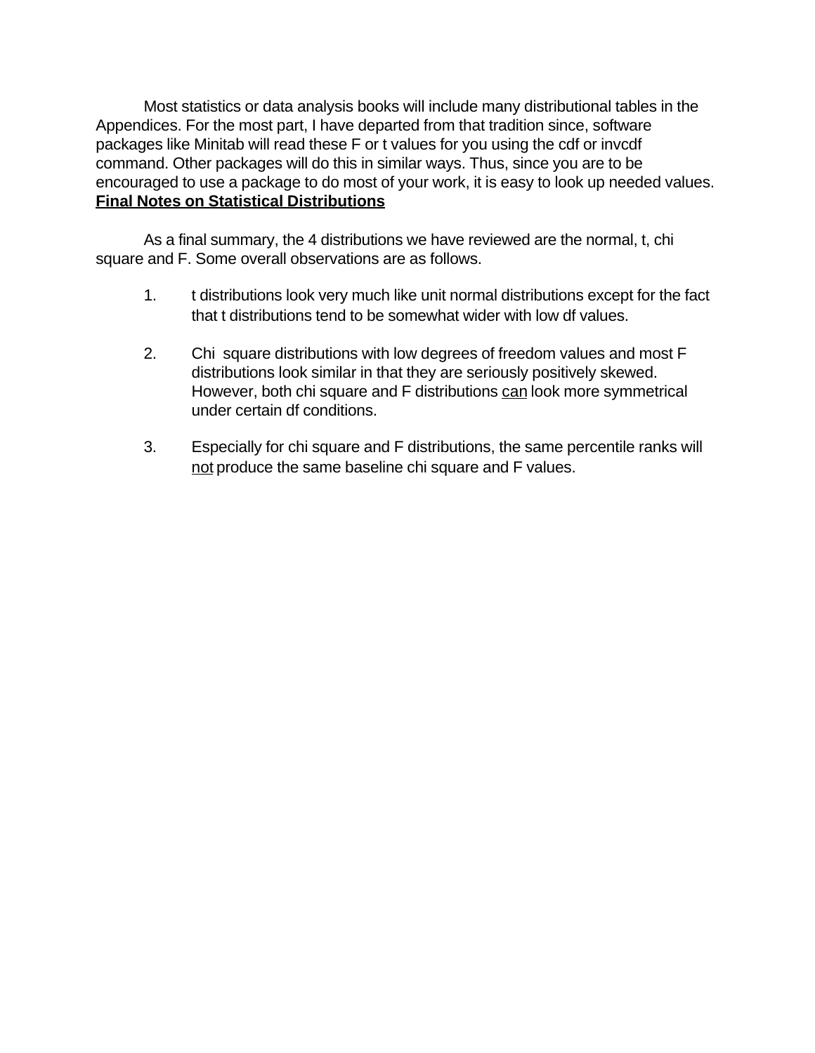Most statistics or data analysis books will include many distributional tables in the Appendices. For the most part, I have departed from that tradition since, software packages like Minitab will read these F or t values for you using the cdf or invcdf command. Other packages will do this in similar ways. Thus, since you are to be encouraged to use a package to do most of your work, it is easy to look up needed values.

## Final Notes on Statistical Distributions

As a final summary, the 4 distributions we have reviewed are the normal, t, chi square and F. Some overall observations are as follows.

1. t distributions look very much like unit normal distributions except for the fact that t distributions tend to be somewhat wider with low df values.

2. Chi square distributions with low degrees of freedom values and most F distributions look similar in that they are seriously positively skewed. However, both chi square and F distributions <u>can</u> look more symmetrical under certain df conditions.

3. Especially for chi square and F distributions, the same percentile ranks will <u>not</u> produce the same baseline chi square and F values.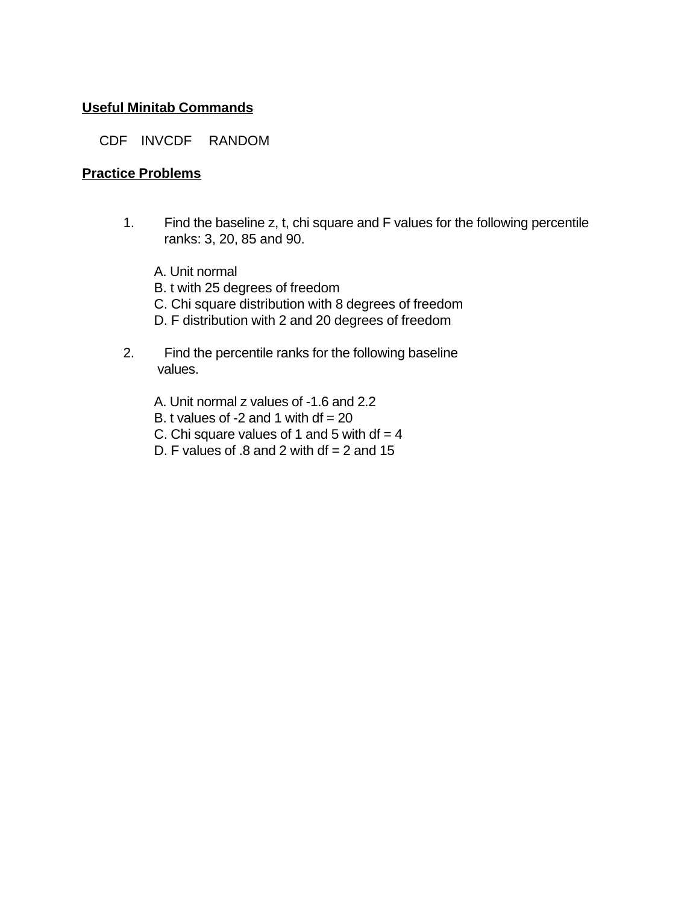**Useful Minitab Commands**

CDF INVCDF RANDOM

**Practice Problems**

1. Find the baseline z, t, chi square and F values for the following percentile ranks: 3, 20, 85 and 90.

   A. Unit normal
   B. t with 25 degrees of freedom
   C. Chi square distribution with 8 degrees of freedom
   D. F distribution with 2 and 20 degrees of freedom

2. Find the percentile ranks for the following baseline values.

   A. Unit normal z values of -1.6 and 2.2
   B. t values of -2 and 1 with df = 20
   C. Chi square values of 1 and 5 with df = 4
   D. F values of .8 and 2 with df = 2 and 15